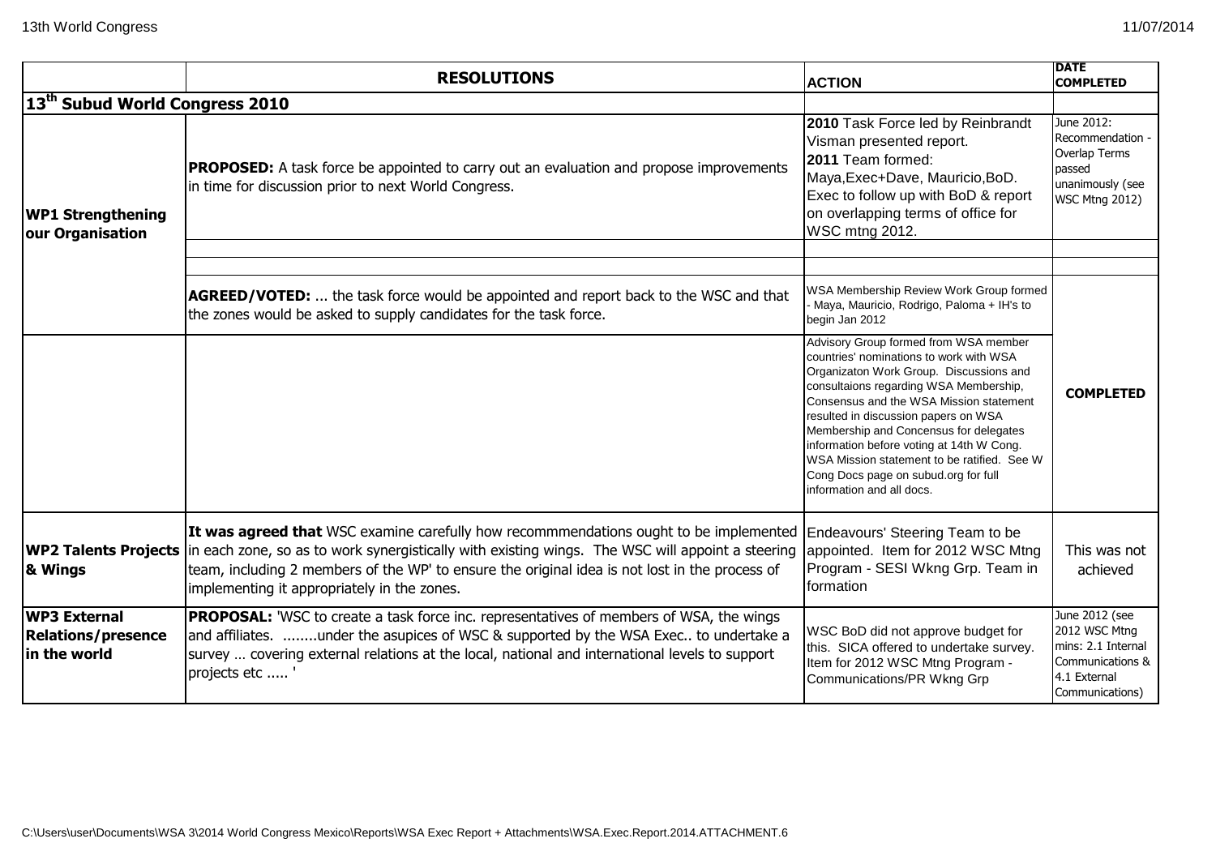| | RESOLUTIONS | ACTION | DATE COMPLETED |
|---|---|---|---|
| **13th Subud World Congress 2010** | | | |
| **WP1 Strengthening our Organisation** | **PROPOSED:** A task force be appointed to carry out an evaluation and propose improvements in time for discussion prior to next World Congress. | **2010** Task Force led by Reinbrandt Visman presented report. **2011** Team formed: Maya,Exec+Dave, Mauricio,BoD. Exec to follow up with BoD & report on overlapping terms of office for WSC mtng 2012. | June 2012: Recommendation - Overlap Terms passed unanimously (see WSC Mtng 2012) |
| | | | |
| | | | |
| | **AGREED/VOTED:** ... the task force would be appointed and report back to the WSC and that the zones would be asked to supply candidates for the task force. | WSA Membership Review Work Group formed - Maya, Mauricio, Rodrigo, Paloma + IH's to begin Jan 2012 | **COMPLETED** |
| | | Advisory Group formed from WSA member countries' nominations to work with WSA Organizaton Work Group. Discussions and consultaions regarding WSA Membership, Consensus and the WSA Mission statement resulted in discussion papers on WSA Membership and Concensus for delegates information before voting at 14th W Cong. WSA Mission statement to be ratified. See W Cong Docs page on subud.org for full information and all docs. | |
| **WP2 Talents Projects & Wings** | **It was agreed that** WSC examine carefully how recommmendations ought to be implemented in each zone, so as to work synergistically with existing wings. The WSC will appoint a steering team, including 2 members of the WP' to ensure the original idea is not lost in the process of implementing it appropriately in the zones. | Endeavours' Steering Team to be appointed. Item for 2012 WSC Mtng Program - SESI Wkng Grp. Team in formation | This was not achieved |
| **WP3 External Relations/presence in the world** | **PROPOSAL:** 'WSC to create a task force inc. representatives of members of WSA, the wings and affiliates. ........under the asupices of WSC & supported by the WSA Exec.. to undertake a survey … covering external relations at the local, national and international levels to support projects etc ..... ' | WSC BoD did not approve budget for this. SICA offered to undertake survey. Item for 2012 WSC Mtng Program - Communications/PR Wkng Grp | June 2012 (see 2012 WSC Mtng mins: 2.1 Internal Communications & 4.1 External Communications) |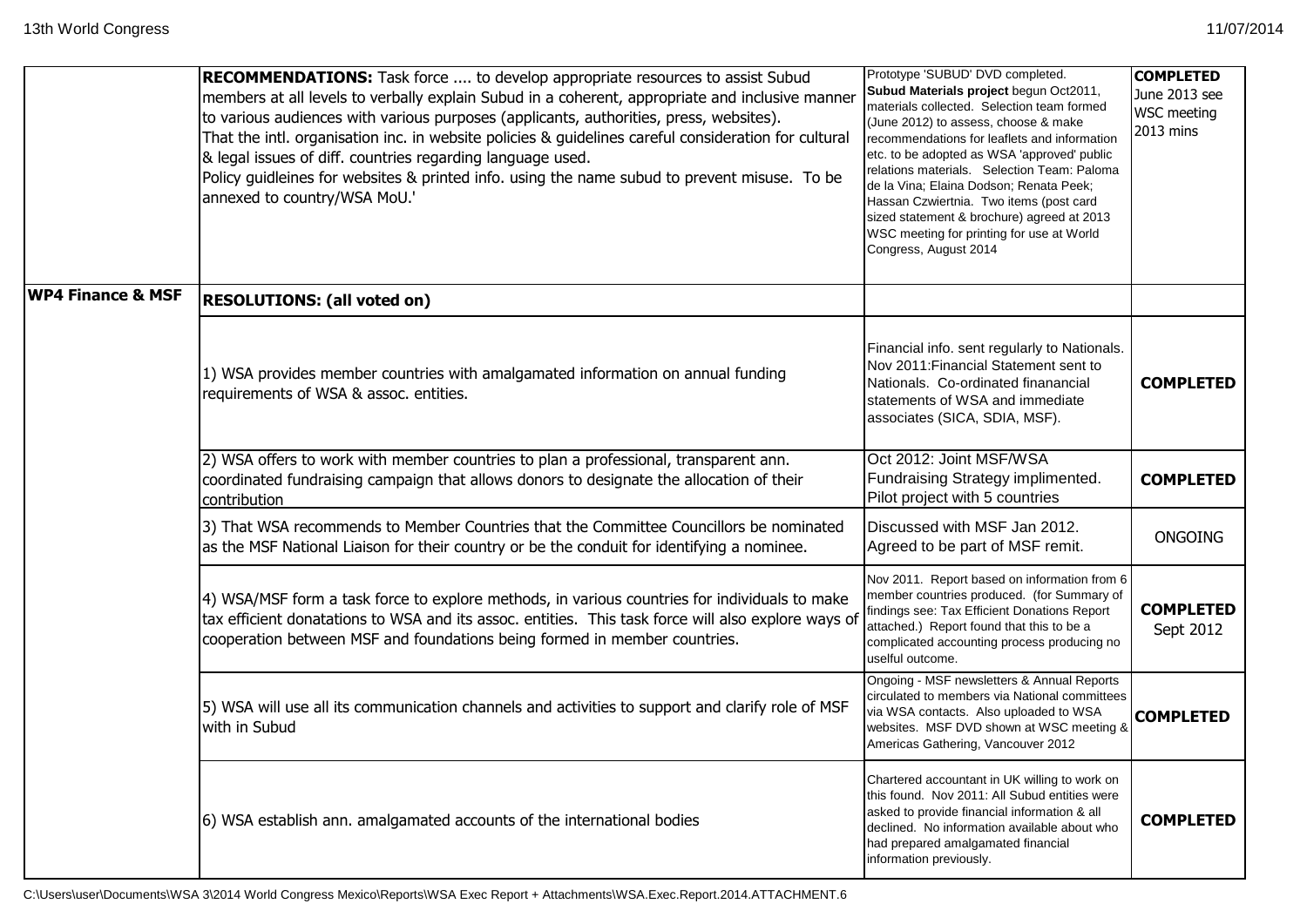|  |  |  |  |
|---|---|---|---|
|  | **RECOMMENDATIONS:** Task force .... to develop appropriate resources to assist Subud members at all levels to verbally explain Subud in a coherent, appropriate and inclusive manner to various audiences with various purposes (applicants, authorities, press, websites).<br>That the intl. organisation inc. in website policies & guidelines careful consideration for cultural & legal issues of diff. countries regarding language used.<br>Policy guildeines for websites & printed info. using the name subud to prevent misuse. To be annexed to country/WSA MoU.' | Prototype 'SUBUD' DVD completed. **Subud Materials project** begun Oct2011, materials collected. Selection team formed (June 2012) to assess, choose & make recommendations for leaflets and information etc. to be adopted as WSA 'approved' public relations materials. Selection Team: Paloma de la Vina; Elaina Dodson; Renata Peek; Hassan Czwiertnia. Two items (post card sized statement & brochure) agreed at 2013 WSC meeting for printing for use at World Congress, August 2014 | **COMPLETED** June 2013 see WSC meeting 2013 mins |
| **WP4 Finance & MSF** | **RESOLUTIONS: (all voted on)** |  |  |
|  | 1) WSA provides member countries with amalgamated information on annual funding requirements of WSA & assoc. entities. | Financial info. sent regularly to Nationals. Nov 2011:Financial Statement sent to Nationals. Co-ordinated finanancial statements of WSA and immediate associates (SICA, SDIA, MSF). | **COMPLETED** |
|  | 2) WSA offers to work with member countries to plan a professional, transparent ann. coordinated fundraising campaign that allows donors to designate the allocation of their contribution | Oct 2012: Joint MSF/WSA Fundraising Strategy implimented. Pilot project with 5 countries | **COMPLETED** |
|  | 3) That WSA recommends to Member Countries that the Committee Councillors be nominated as the MSF National Liaison for their country or be the conduit for identifying a nominee. | Discussed with MSF Jan 2012. Agreed to be part of MSF remit. | ONGOING |
|  | 4) WSA/MSF form a task force to explore methods, in various countries for individuals to make tax efficient donatations to WSA and its assoc. entities. This task force will also explore ways of cooperation between MSF and foundations being formed in member countries. | Nov 2011. Report based on information from 6 member countries produced. (for Summary of findings see: Tax Efficient Donations Report attached.) Report found that this to be a complicated accounting process producing no useful outcome. | **COMPLETED** Sept 2012 |
|  | 5) WSA will use all its communication channels and activities to support and clarify role of MSF with in Subud | Ongoing - MSF newsletters & Annual Reports circulated to members via National committees via WSA contacts. Also uploaded to WSA websites. MSF DVD shown at WSC meeting & Americas Gathering, Vancouver 2012 | **COMPLETED** |
|  | 6) WSA establish ann. amalgamated accounts of the international bodies | Chartered accountant in UK willing to work on this found. Nov 2011: All Subud entities were asked to provide financial information & all declined. No information available about who had prepared amalgamated financial information previously. | **COMPLETED** |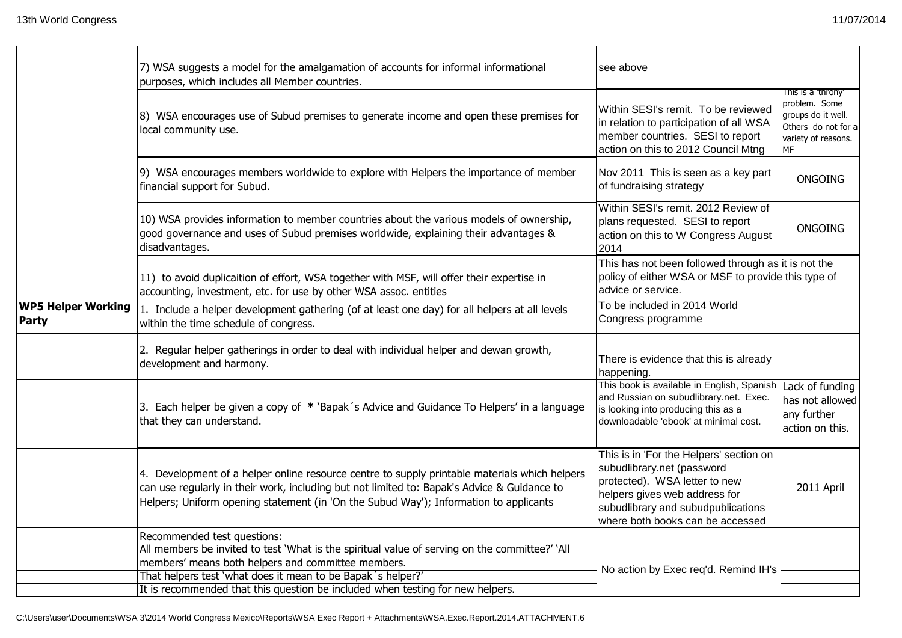| | | | |
|---|---|---|---|
| | 7) WSA suggests a model for the amalgamation of accounts for informal informational purposes, which includes all Member countries. | see above | |
| | 8) WSA encourages use of Subud premises to generate income and open these premises for local community use. | Within SESI's remit. To be reviewed in relation to participation of all WSA member countries. SESI to report action on this to 2012 Council Mtng | This is a 'throny' problem. Some groups do it well. Others do not for a variety of reasons. MF |
| | 9) WSA encourages members worldwide to explore with Helpers the importance of member financial support for Subud. | Nov 2011 This is seen as a key part of fundraising strategy | ONGOING |
| | 10) WSA provides information to member countries about the various models of ownership, good governance and uses of Subud premises worldwide, explaining their advantages & disadvantages. | Within SESI's remit. 2012 Review of plans requested. SESI to report action on this to W Congress August 2014 | ONGOING |
| | 11) to avoid duplicaition of effort, WSA together with MSF, will offer their expertise in accounting, investment, etc. for use by other WSA assoc. entities | This has not been followed through as it is not the policy of either WSA or MSF to provide this type of advice or service. | |
| **WP5 Helper Working Party** | 1. Include a helper development gathering (of at least one day) for all helpers at all levels within the time schedule of congress. | To be included in 2014 World Congress programme | |
| | 2. Regular helper gatherings in order to deal with individual helper and dewan growth, development and harmony. | There is evidence that this is already happening. | |
| | 3. Each helper be given a copy of * 'Bapak´s Advice and Guidance To Helpers' in a language that they can understand. | This book is available in English, Spanish and Russian on subudlibrary.net. Exec. is looking into producing this as a downloadable 'ebook' at minimal cost. | Lack of funding has not allowed any further action on this. |
| | 4. Development of a helper online resource centre to supply printable materials which helpers can use regularly in their work, including but not limited to: Bapak's Advice & Guidance to Helpers; Uniform opening statement (in 'On the Subud Way'); Information to applicants | This is in 'For the Helpers' section on subudlibrary.net (password protected). WSA letter to new helpers gives web address for subudlibrary and subudpublications where both books can be accessed | 2011 April |
| | Recommended test questions: | | |
| | All members be invited to test 'What is the spiritual value of serving on the committee?' 'All members' means both helpers and committee members. | No action by Exec req'd. Remind IH's | |
| | That helpers test 'what does it mean to be Bapak´s helper?' | | |
| | It is recommended that this question be included when testing for new helpers. | | |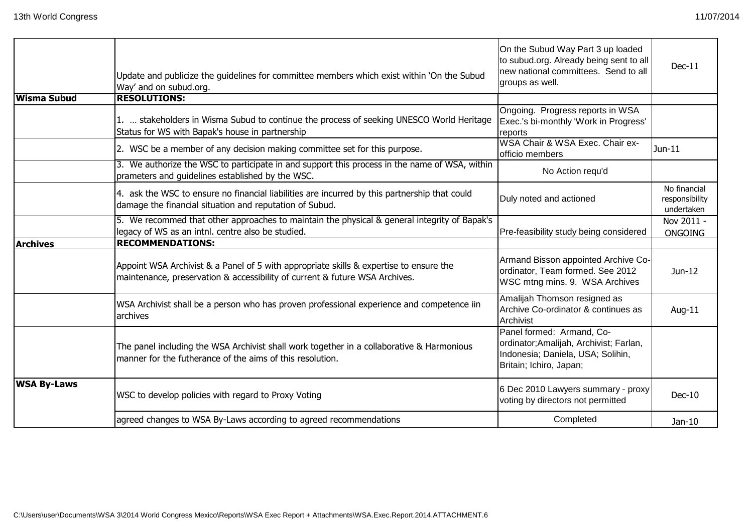| | | | |
|---|---|---|---|
| | Update and publicize the guidelines for committee members which exist within 'On the Subud Way' and on subud.org. | On the Subud Way Part 3 up loaded to subud.org. Already being sent to all new national committees. Send to all groups as well. | Dec-11 |
| **Wisma Subud** | **RESOLUTIONS:** | | |
| | 1. … stakeholders in Wisma Subud to continue the process of seeking UNESCO World Heritage Status for WS with Bapak's house in partnership | Ongoing. Progress reports in WSA Exec.'s bi-monthly 'Work in Progress' reports | |
| | 2. WSC be a member of any decision making committee set for this purpose. | WSA Chair & WSA Exec. Chair ex-officio members | Jun-11 |
| | 3. We authorize the WSC to participate in and support this process in the name of WSA, within prameters and guidelines established by the WSC. | No Action requ'd | |
| | 4. ask the WSC to ensure no financial liabilities are incurred by this partnership that could damage the financial situation and reputation of Subud. | Duly noted and actioned | No financial responsibility undertaken |
| | 5. We recommed that other approaches to maintain the physical & general integrity of Bapak's legacy of WS as an intnl. centre also be studied. | Pre-feasibility study being considered | Nov 2011 - ONGOING |
| **Archives** | **RECOMMENDATIONS:** | | |
| | Appoint WSA Archivist & a Panel of 5 with appropriate skills & expertise to ensure the maintenance, preservation & accessibility of current & future WSA Archives. | Armand Bisson appointed Archive Co-ordinator, Team formed. See 2012 WSC mtng mins. 9. WSA Archives | Jun-12 |
| | WSA Archivist shall be a person who has proven professional experience and competence iin archives | Amalijah Thomson resigned as Archive Co-ordinator & continues as Archivist | Aug-11 |
| | The panel including the WSA Archivist shall work together in a collaborative & Harmonious manner for the futherance of the aims of this resolution. | Panel formed: Armand, Co-ordinator;Amalijah, Archivist; Farlan, Indonesia; Daniela, USA; Solihin, Britain; Ichiro, Japan; | |
| **WSA By-Laws** | WSC to develop policies with regard to Proxy Voting | 6 Dec 2010 Lawyers summary - proxy voting by directors not permitted | Dec-10 |
| | agreed changes to WSA By-Laws according to agreed recommendations | Completed | Jan-10 |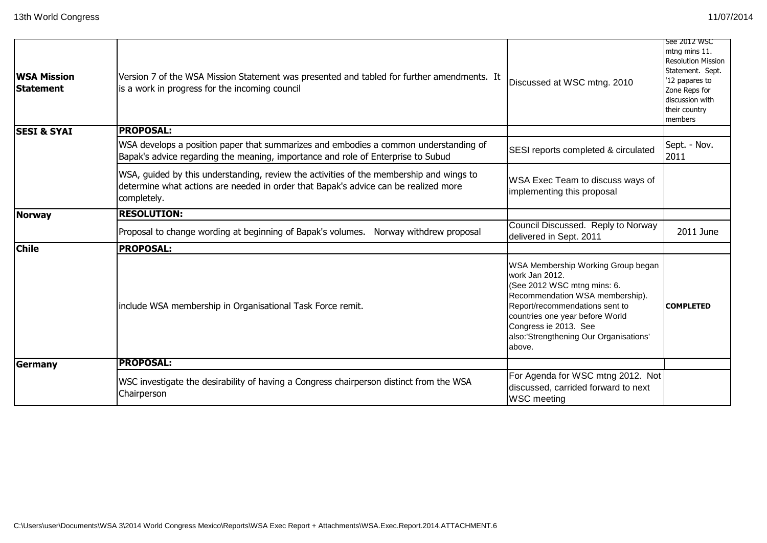| | | | |
|---|---|---|---|
| **WSA Mission Statement** | Version 7 of the WSA Mission Statement was presented and tabled for further amendments. It is a work in progress for the incoming council | Discussed at WSC mtng. 2010 | See 2012 WSC mtng mins 11. Resolution Mission Statement. Sept. '12 papares to Zone Reps for discussion with their country members |
| **SESI & SYAI** | **PROPOSAL:** | | |
| | WSA develops a position paper that summarizes and embodies a common understanding of Bapak's advice regarding the meaning, importance and role of Enterprise to Subud | SESI reports completed & circulated | Sept. - Nov. 2011 |
| | WSA, guided by this understanding, review the activities of the membership and wings to determine what actions are needed in order that Bapak's advice can be realized more completely. | WSA Exec Team to discuss ways of implementing this proposal | |
| **Norway** | **RESOLUTION:** | | |
| | Proposal to change wording at beginning of Bapak's volumes. Norway withdrew proposal | Council Discussed. Reply to Norway delivered in Sept. 2011 | 2011 June |
| **Chile** | **PROPOSAL:** | | |
| | include WSA membership in Organisational Task Force remit. | WSA Membership Working Group began work Jan 2012. (See 2012 WSC mtng mins: 6. Recommendation WSA membership). Report/recommendations sent to countries one year before World Congress ie 2013. See also:'Strengthening Our Organisations' above. | **COMPLETED** |
| **Germany** | **PROPOSAL:** | | |
| | WSC investigate the desirability of having a Congress chairperson distinct from the WSA Chairperson | For Agenda for WSC mtng 2012. Not discussed, carrided forward to next WSC meeting | |